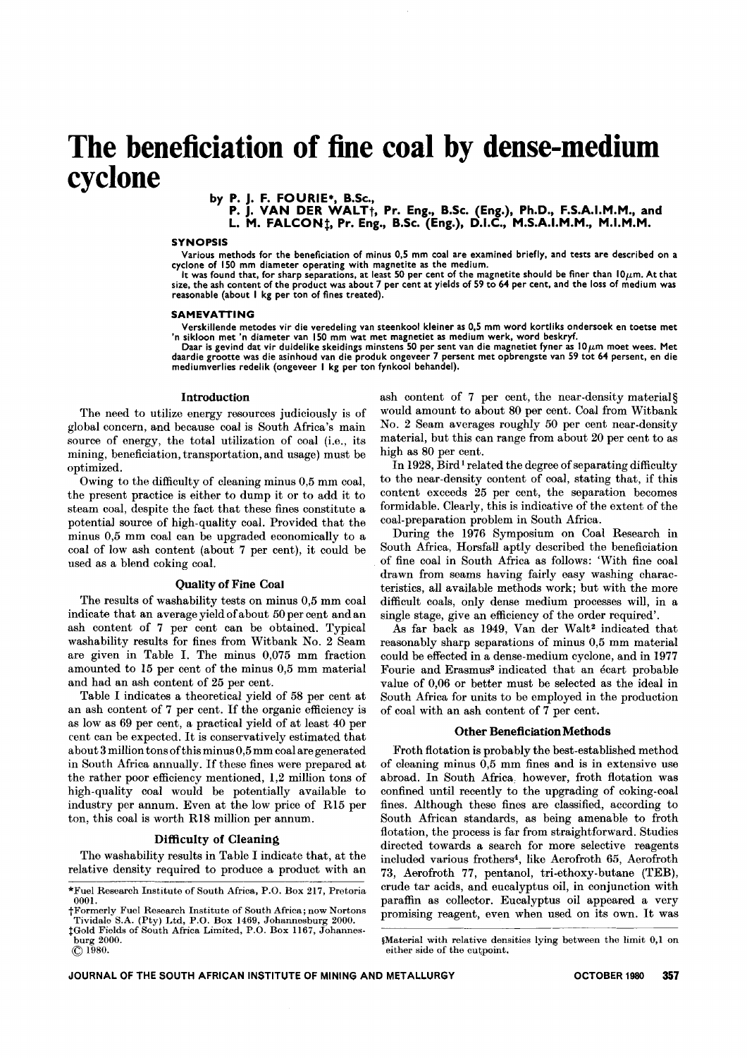# The beneficiation of fine coal by dense-medium cyclone

by P. J. F. FOURIE*, B.Sc., P. J. VAN DER WALT†, Pr. Eng., B.Sc. (Eng.), Ph.D., F.S.A.I.M.M., and L. M. FALCON‡, Pr. Eng., B.Sc. (Eng.), D.I.C., M.S.A.I.M.M., M.I.M.M.

### SYNOPSIS

Various methods for the beneficiation of minus 0,5 mm coal are examined briefly, and tests are described on a cyclone of 150 mm diameter operating with magnetite as the medium.

It was found that, for sharp separations, at least 50 per cent of the magnetite should be finer than 10 μm. At that size, the ash content of the product was about 7 per cent at yields of 59 to 64 per cent, and the loss of medium was reasonable (about 1 kg per ton of fines treated).

### SAMEVATTING

Verskillende metodes vir die veredeling van steenkool kleiner as 0,5 mm word kortliks ondersoek en toetse met 'n sikloon met 'n diameter van 150 mm wat met magnetiet as medium werk, word beskryf.

Daar is gevind dat vir duidelike skeidings minstens 50 per sent van die magnetiet fyner as 10 μm moet wees. Met daardie grootte was die asinhoud van die produk ongeveer 7 persent met opbrengste van 59 tot 64 persent, en die mediumverlies redelik (ongeveer 1 kg per ton fynkool behandel).

## Introduction

The need to utilize energy resources judiciously is of global concern, and because coal is South Africa's main source of energy, the total utilization of coal (i.e., its mining, beneficiation, transportation, and usage) must be optimized.

Owing to the difficulty of cleaning minus 0,5 mm coal, the present practice is either to dump it or to add it to steam coal, despite the fact that these fines constitute a potential source of high-quality coal. Provided that the minus 0,5 mm coal can be upgraded economically to a coal of low ash content (about 7 per cent), it could be used as a blend coking coal.

## Quality of Fine Coal

The results of washability tests on minus 0,5 mm coal indicate that an average yield of about 50 per cent and an ash content of 7 per cent can be obtained. Typical washability results for fines from Witbank No. 2 Seam are given in Table I. The minus 0,075 mm fraction amounted to 15 per cent of the minus 0,5 mm material and had an ash content of 25 per cent.

Table I indicates a theoretical yield of 58 per cent at an ash content of 7 per cent. If the organic efficiency is as low as 69 per cent, a practical yield of at least 40 per cent can be expected. It is conservatively estimated that about 3 million tons of this minus 0,5 mm coal are generated in South Africa annually. If these fines were prepared at the rather poor efficiency mentioned, 1,2 million tons of high-quality coal would be potentially available to industry per annum. Even at the low price of R15 per ton, this coal is worth R18 million per annum.

## Difficulty of Cleaning

The washability results in Table I indicate that, at the relative density required to produce a product with an ash content of 7 per cent, the near-density material§ would amount to about 80 per cent. Coal from Witbank No. 2 Seam averages roughly 50 per cent near-density material, but this can range from about 20 per cent to as high as 80 per cent.

In 1928, Bird[1] related the degree of separating difficulty to the near-density content of coal, stating that, if this content exceeds 25 per cent, the separation becomes formidable. Clearly, this is indicative of the extent of the coal-preparation problem in South Africa.

During the 1976 Symposium on Coal Research in South Africa, Horsfall aptly described the beneficiation of fine coal in South Africa as follows: 'With fine coal drawn from seams having fairly easy washing characteristics, all available methods work; but with the more difficult coals, only dense medium processes will, in a single stage, give an efficiency of the order required'.

As far back as 1949, Van der Walt[2] indicated that reasonably sharp separations of minus 0,5 mm material could be effected in a dense-medium cyclone, and in 1977 Fourie and Erasmus[3] indicated that an écart probable value of 0,06 or better must be selected as the ideal in South Africa for units to be employed in the production of coal with an ash content of 7 per cent.

## Other Beneficiation Methods

Froth flotation is probably the best-established method of cleaning minus 0,5 mm fines and is in extensive use abroad. In South Africa, however, froth flotation was confined until recently to the upgrading of coking-coal fines. Although these fines are classified, according to South African standards, as being amenable to froth flotation, the process is far from straightforward. Studies directed towards a search for more selective reagents included various frothers[4], like Aerofroth 65, Aerofroth 73, Aerofroth 77, pentanol, tri-ethoxy-butane (TEB), crude tar acids, and eucalyptus oil, in conjunction with paraffin as collector. Eucalyptus oil appeared a very promising reagent, even when used on its own. It was

---

*Fuel Research Institute of South Africa, P.O. Box 217, Pretoria 0001.

†Formerly Fuel Research Institute of South Africa; now Nortons Tividale S.A. (Pty) Ltd, P.O. Box 1469, Johannesburg 2000.

‡Gold Fields of South Africa Limited, P.O. Box 1167, Johannesburg 2000.

© 1980.

§Material with relative densities lying between the limit 0,1 on either side of the cutpoint.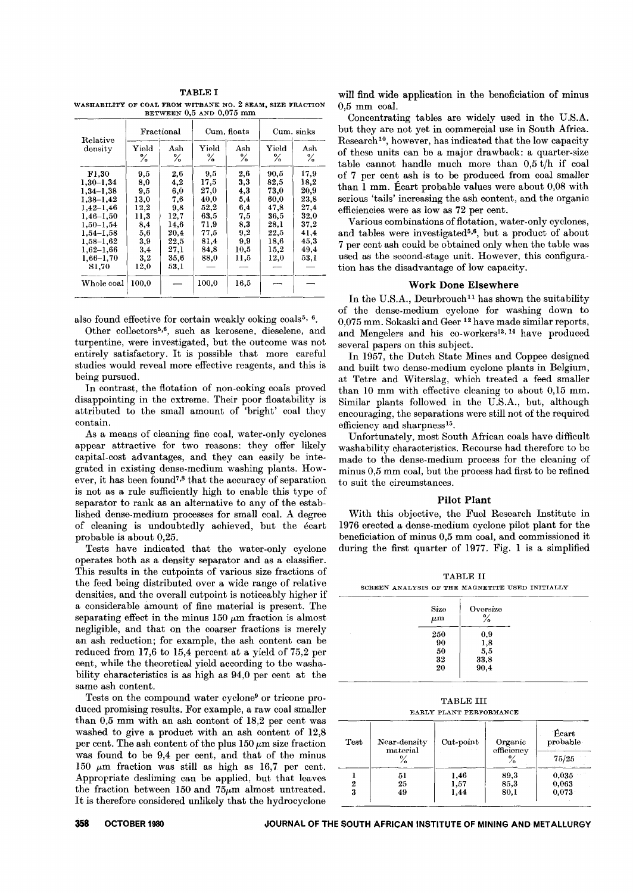TABLE I

WASHABILITY OF COAL FROM WITBANK NO. 2 SEAM, SIZE FRACTION BETWEEN 0,5 AND 0,075 mm

| Relative density | Fractional | | Cum. floats | | Cum. sinks | |
|---|---|---|---|---|---|---|
| | Yield % | Ash % | Yield % | Ash % | Yield % | Ash % |
| F1,30 | 9,5 | 2,6 | 9,5 | 2,6 | 90,5 | 17,9 |
| 1,30–1,34 | 8,0 | 4,2 | 17,5 | 3,3 | 82,5 | 18,2 |
| 1,34–1,38 | 9,5 | 6,0 | 27,0 | 4,3 | 73,0 | 20,9 |
| 1,38–1,42 | 13,0 | 7,6 | 40,0 | 5,4 | 60,0 | 23,8 |
| 1,42–1,46 | 12,2 | 9,8 | 52,2 | 6,4 | 47,8 | 27,4 |
| 1,46–1,50 | 11,3 | 12,7 | 63,5 | 7,5 | 36,5 | 32,0 |
| 1,50–1,54 | 8,4 | 14,6 | 71,9 | 8,3 | 28,1 | 37,2 |
| 1,54–1,58 | 5,6 | 20,4 | 77,5 | 9,2 | 22,5 | 41,4 |
| 1,58–1,62 | 3,9 | 22,5 | 81,4 | 9,9 | 18,6 | 45,3 |
| 1,62–1,66 | 3,4 | 27,1 | 84,8 | 10,5 | 15,2 | 49,4 |
| 1,66–1,70 | 3,2 | 35,6 | 88,0 | 11,5 | 12,0 | 53,1 |
| S1,70 | 12,0 | 53,1 | — | — | — | — |
| Whole coal | 100,0 | — | 100,0 | 16,5 | — | — |

also found effective for certain weakly coking coals[5, 6].

Other collectors[5,6], such as kerosene, dieselene, and turpentine, were investigated, but the outcome was not entirely satisfactory. It is possible that more careful studies would reveal more effective reagents, and this is being pursued.

In contrast, the flotation of non-coking coals proved disappointing in the extreme. Their poor floatability is attributed to the small amount of 'bright' coal they contain.

As a means of cleaning fine coal, water-only cyclones appear attractive for two reasons: they offer likely capital-cost advantages, and they can easily be integrated in existing dense-medium washing plants. However, it has been found[7,8] that the accuracy of separation is not as a rule sufficiently high to enable this type of separator to rank as an alternative to any of the established dense-medium processes for small coal. A degree of cleaning is undoubtedly achieved, but the écart probable is about 0,25.

Tests have indicated that the water-only cyclone operates both as a density separator and as a classifier. This results in the cutpoints of various size fractions of the feed being distributed over a wide range of relative densities, and the overall cutpoint is noticeably higher if a considerable amount of fine material is present. The separating effect in the minus 150 $\mu$m fraction is almost negligible, and that on the coarser fractions is merely an ash reduction; for example, the ash content can be reduced from 17,6 to 15,4 percent at a yield of 75,2 per cent, while the theoretical yield according to the washability characteristics is as high as 94,0 per cent at the same ash content.

Tests on the compound water cyclone[9] or tricone produced promising results. For example, a raw coal smaller than 0,5 mm with an ash content of 18,2 per cent was washed to give a product with an ash content of 12,8 per cent. The ash content of the plus 150 $\mu$m size fraction was found to be 9,4 per cent, and that of the minus 150 $\mu$m fraction was still as high as 16,7 per cent. Appropriate desliming can be applied, but that leaves the fraction between 150 and 75$\mu$m almost untreated. It is therefore considered unlikely that the hydrocyclone will find wide application in the beneficiation of minus 0,5 mm coal.

Concentrating tables are widely used in the U.S.A. but they are not yet in commercial use in South Africa. Research[10], however, has indicated that the low capacity of these units can be a major drawback: a quarter-size table cannot handle much more than 0,5 t/h if coal of 7 per cent ash is to be produced from coal smaller than 1 mm. Écart probable values were about 0,08 with serious 'tails' increasing the ash content, and the organic efficiencies were as low as 72 per cent.

Various combinations of flotation, water-only cyclones, and tables were investigated[5,6], but a product of about 7 per cent ash could be obtained only when the table was used as the second-stage unit. However, this configuration has the disadvantage of low capacity.

## Work Done Elsewhere

In the U.S.A., Deurbrouch[11] has shown the suitability of the dense-medium cyclone for washing down to 0,075 mm. Sokaski and Geer [12] have made similar reports, and Mengelers and his co-workers[13, 14] have produced several papers on this subject.

In 1957, the Dutch State Mines and Coppee designed and built two dense-medium cyclone plants in Belgium, at Tetre and Witerslag, which treated a feed smaller than 10 mm with effective cleaning to about 0,15 mm. Similar plants followed in the U.S.A., but, although encouraging, the separations were still not of the required efficiency and sharpness[15].

Unfortunately, most South African coals have difficult washability characteristics. Recourse had therefore to be made to the dense-medium process for the cleaning of minus 0,5 mm coal, but the process had first to be refined to suit the circumstances.

## Pilot Plant

With this objective, the Fuel Research Institute in 1976 erected a dense-medium cyclone pilot plant for the beneficiation of minus 0,5 mm coal, and commissioned it during the first quarter of 1977. Fig. 1 is a simplified

TABLE II

SCREEN ANALYSIS OF THE MAGNETITE USED INITIALLY

| Size $\mu$m | Oversize % |
|---|---|
| 250 | 0,9 |
| 90 | 1,8 |
| 50 | 5,5 |
| 32 | 33,8 |
| 20 | 90,4 |

TABLE III

EARLY PLANT PERFORMANCE

| Test | Near-density material % | Cut-point | Organic efficiency % | Écart probable 75/25 |
|---|---|---|---|---|
| 1 | 51 | 1,46 | 89,3 | 0,035 |
| 2 | 25 | 1,57 | 85,3 | 0,063 |
| 3 | 49 | 1,44 | 80,1 | 0,073 |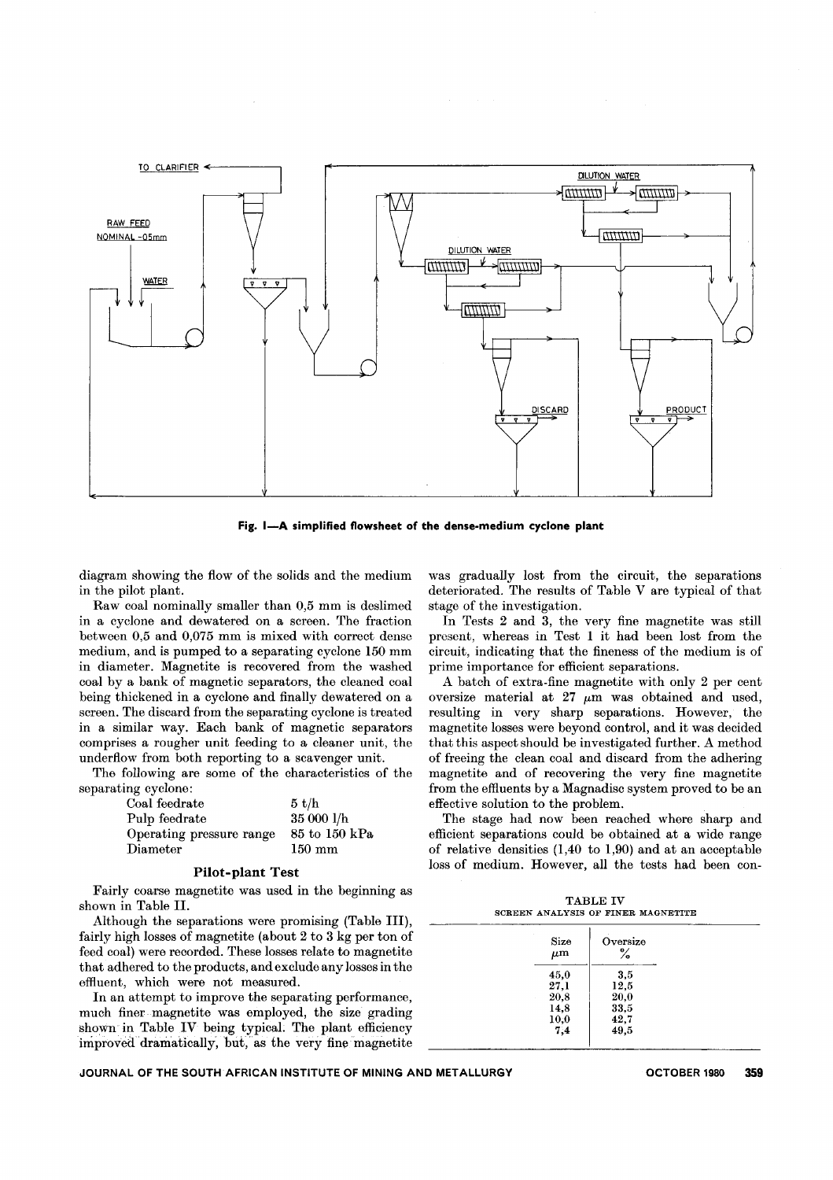Fig. 1—A simplified flowsheet of the dense-medium cyclone plant

diagram showing the flow of the solids and the medium in the pilot plant.

Raw coal nominally smaller than 0,5 mm is deslimed in a cyclone and dewatered on a screen. The fraction between 0,5 and 0,075 mm is mixed with correct dense medium, and is pumped to a separating cyclone 150 mm in diameter. Magnetite is recovered from the washed coal by a bank of magnetic separators, the cleaned coal being thickened in a cyclone and finally dewatered on a screen. The discard from the separating cyclone is treated in a similar way. Each bank of magnetic separators comprises a rougher unit feeding to a cleaner unit, the underflow from both reporting to a scavenger unit.

The following are some of the characteristics of the separating cyclone:

| | |
|---|---|
| Coal feedrate | 5 t/h |
| Pulp feedrate | 35 000 l/h |
| Operating pressure range | 85 to 150 kPa |
| Diameter | 150 mm |

## Pilot-plant Test

Fairly coarse magnetite was used in the beginning as shown in Table II.

Although the separations were promising (Table III), fairly high losses of magnetite (about 2 to 3 kg per ton of feed coal) were recorded. These losses relate to magnetite that adhered to the products, and exclude any losses in the effluent, which were not measured.

In an attempt to improve the separating performance, much finer magnetite was employed, the size grading shown in Table IV being typical. The plant efficiency improved dramatically, but, as the very fine magnetite was gradually lost from the circuit, the separations deteriorated. The results of Table V are typical of that stage of the investigation.

In Tests 2 and 3, the very fine magnetite was still present, whereas in Test 1 it had been lost from the circuit, indicating that the fineness of the medium is of prime importance for efficient separations.

A batch of extra-fine magnetite with only 2 per cent oversize material at 27 μm was obtained and used, resulting in very sharp separations. However, the magnetite losses were beyond control, and it was decided that this aspect should be investigated further. A method of freeing the clean coal and discard from the adhering magnetite and of recovering the very fine magnetite from the effluents by a Magnadisc system proved to be an effective solution to the problem.

The stage had now been reached where sharp and efficient separations could be obtained at a wide range of relative densities (1,40 to 1,90) and at an acceptable loss of medium. However, all the tests had been con-

TABLE IV
SCREEN ANALYSIS OF FINER MAGNETITE

| Size μm | Oversize % |
|---|---|
| 45,0 | 3,5 |
| 27,1 | 12,5 |
| 20,8 | 20,0 |
| 14,8 | 33,5 |
| 10,0 | 42,7 |
| 7,4 | 49,5 |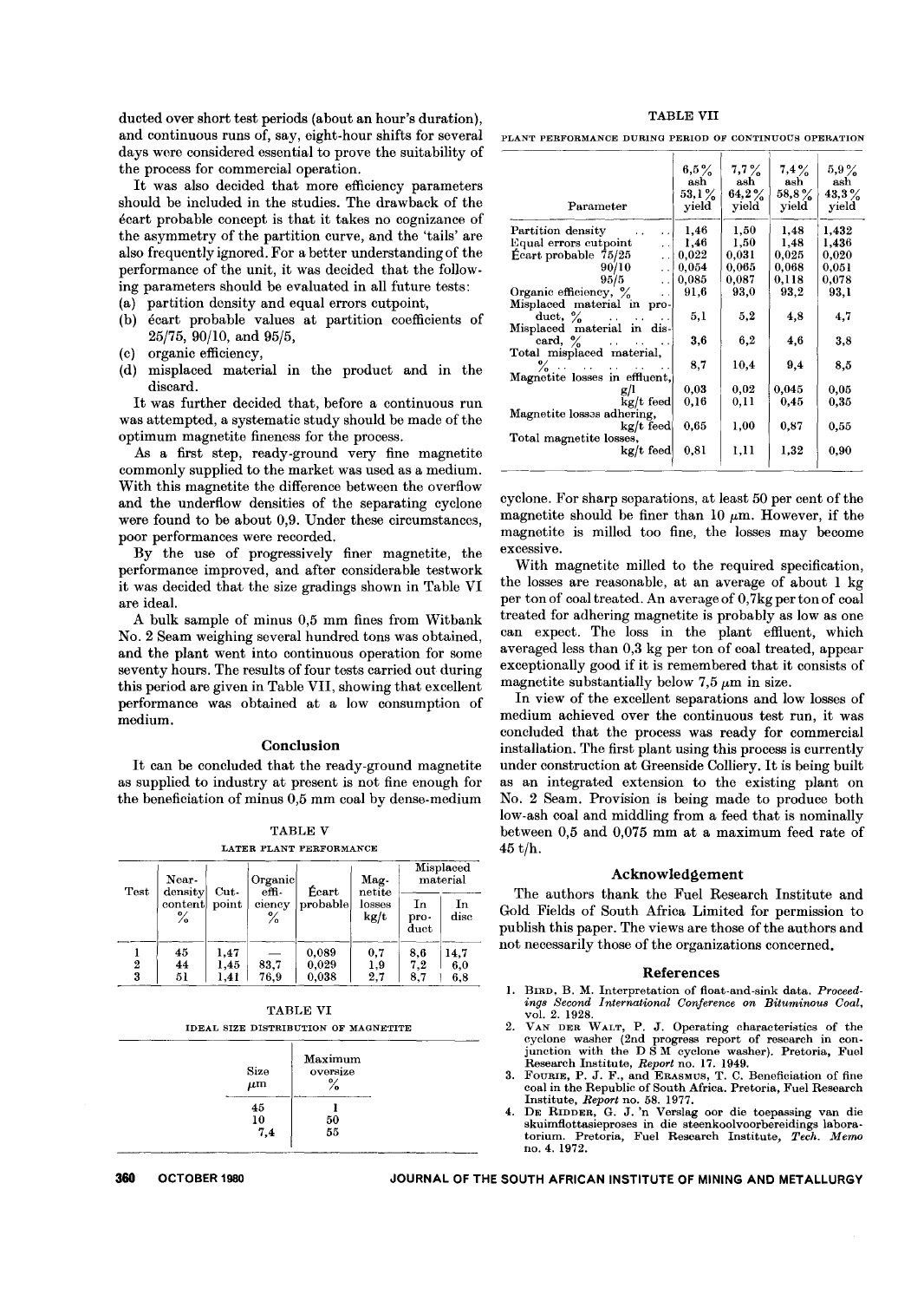ducted over short test periods (about an hour's duration), and continuous runs of, say, eight-hour shifts for several days were considered essential to prove the suitability of the process for commercial operation.

It was also decided that more efficiency parameters should be included in the studies. The drawback of the écart probable concept is that it takes no cognizance of the asymmetry of the partition curve, and the 'tails' are also frequently ignored. For a better understanding of the performance of the unit, it was decided that the following parameters should be evaluated in all future tests:

(a) partition density and equal errors cutpoint,
(b) écart probable values at partition coefficients of 25/75, 90/10, and 95/5,
(c) organic efficiency,
(d) misplaced material in the product and in the discard.

It was further decided that, before a continuous run was attempted, a systematic study should be made of the optimum magnetite fineness for the process.

As a first step, ready-ground very fine magnetite commonly supplied to the market was used as a medium. With this magnetite the difference between the overflow and the underflow densities of the separating cyclone were found to be about 0,9. Under these circumstances, poor performances were recorded.

By the use of progressively finer magnetite, the performance improved, and after considerable testwork it was decided that the size gradings shown in Table VI are ideal.

A bulk sample of minus 0,5 mm fines from Witbank No. 2 Seam weighing several hundred tons was obtained, and the plant went into continuous operation for some seventy hours. The results of four tests carried out during this period are given in Table VII, showing that excellent performance was obtained at a low consumption of medium.

## Conclusion

It can be concluded that the ready-ground magnetite as supplied to industry at present is not fine enough for the beneficiation of minus 0,5 mm coal by dense-medium cyclone. For sharp separations, at least 50 per cent of the magnetite should be finer than 10 $\mu$m. However, if the magnetite is milled too fine, the losses may become excessive.

With magnetite milled to the required specification, the losses are reasonable, at an average of about 1 kg per ton of coal treated. An average of 0,7kg per ton of coal treated for adhering magnetite is probably as low as one can expect. The loss in the plant effluent, which averaged less than 0,3 kg per ton of coal treated, appear exceptionally good if it is remembered that it consists of magnetite substantially below 7,5 $\mu$m in size.

In view of the excellent separations and low losses of medium achieved over the continuous test run, it was concluded that the process was ready for commercial installation. The first plant using this process is currently under construction at Greenside Colliery. It is being built as an integrated extension to the existing plant on No. 2 Seam. Provision is being made to produce both low-ash coal and middling from a feed that is nominally between 0,5 and 0,075 mm at a maximum feed rate of 45 t/h.

TABLE V

LATER PLANT PERFORMANCE

| Test | Near-density content % | Cut-point | Organic efficiency % | Écart probable | Magnetite losses kg/t | Misplaced material | |
|---|---|---|---|---|---|---|---|
| | | | | | | In product | In disc |
| 1 | 45 | 1,47 | — | 0,089 | 0,7 | 8,6 | 14,7 |
| 2 | 44 | 1,45 | 83,7 | 0,029 | 1,9 | 7,2 | 6,0 |
| 3 | 51 | 1,41 | 76,9 | 0,038 | 2,7 | 8,7 | 6,8 |

TABLE VI

IDEAL SIZE DISTRIBUTION OF MAGNETITE

| Size $\mu$m | Maximum oversize % |
|---|---|
| 45 | 1 |
| 10 | 50 |
| 7,4 | 55 |

TABLE VII

PLANT PERFORMANCE DURING PERIOD OF CONTINUOUS OPERATION

| Parameter | 6,5% ash 53,1% yield | 7,7% ash 64,2% yield | 7,4% ash 58,8% yield | 5,9% ash 43,3% yield |
|---|---|---|---|---|
| Partition density | 1,46 | 1,50 | 1,48 | 1,432 |
| Equal errors cutpoint | 1,46 | 1,50 | 1,48 | 1,436 |
| Écart probable 75/25 | 0,022 | 0,031 | 0,025 | 0,020 |
| 90/10 | 0,054 | 0,065 | 0,068 | 0,051 |
| 95/5 | 0,085 | 0,087 | 0,118 | 0,078 |
| Organic efficiency, % | 91,6 | 93,0 | 93,2 | 93,1 |
| Misplaced material in product, % | 5,1 | 5,2 | 4,8 | 4,7 |
| Misplaced material in discard, % | 3,6 | 6,2 | 4,6 | 3,8 |
| Total misplaced material, % | 8,7 | 10,4 | 9,4 | 8,5 |
| Magnetite losses in effluent, g/l | 0,03 | 0,02 | 0,045 | 0,05 |
| kg/t feed | 0,16 | 0,11 | 0,45 | 0,35 |
| Magnetite losses adhering, kg/t feed | 0,65 | 1,00 | 0,87 | 0,55 |
| Total magnetite losses, kg/t feed | 0,81 | 1,11 | 1,32 | 0,90 |

## Acknowledgement

The authors thank the Fuel Research Institute and Gold Fields of South Africa Limited for permission to publish this paper. The views are those of the authors and not necessarily those of the organizations concerned.

## References

1. Bird, B. M. Interpretation of float-and-sink data. *Proceedings Second International Conference on Bituminous Coal*, vol. 2. 1928.
2. Van der Walt, P. J. Operating characteristics of the cyclone washer (2nd progress report of research in conjunction with the D S M cyclone washer). Pretoria, Fuel Research Institute, *Report* no. 17. 1949.
3. Fourie, P. J. F., and Erasmus, T. C. Beneficiation of fine coal in the Republic of South Africa. Pretoria, Fuel Research Institute, *Report* no. 58. 1977.
4. De Ridder, G. J. 'n Verslag oor die toepassing van die skuimflottasieproses in die steenkoolvoorbereidings laboratorium. Pretoria, Fuel Research Institute, *Tech. Memo* no. 4. 1972.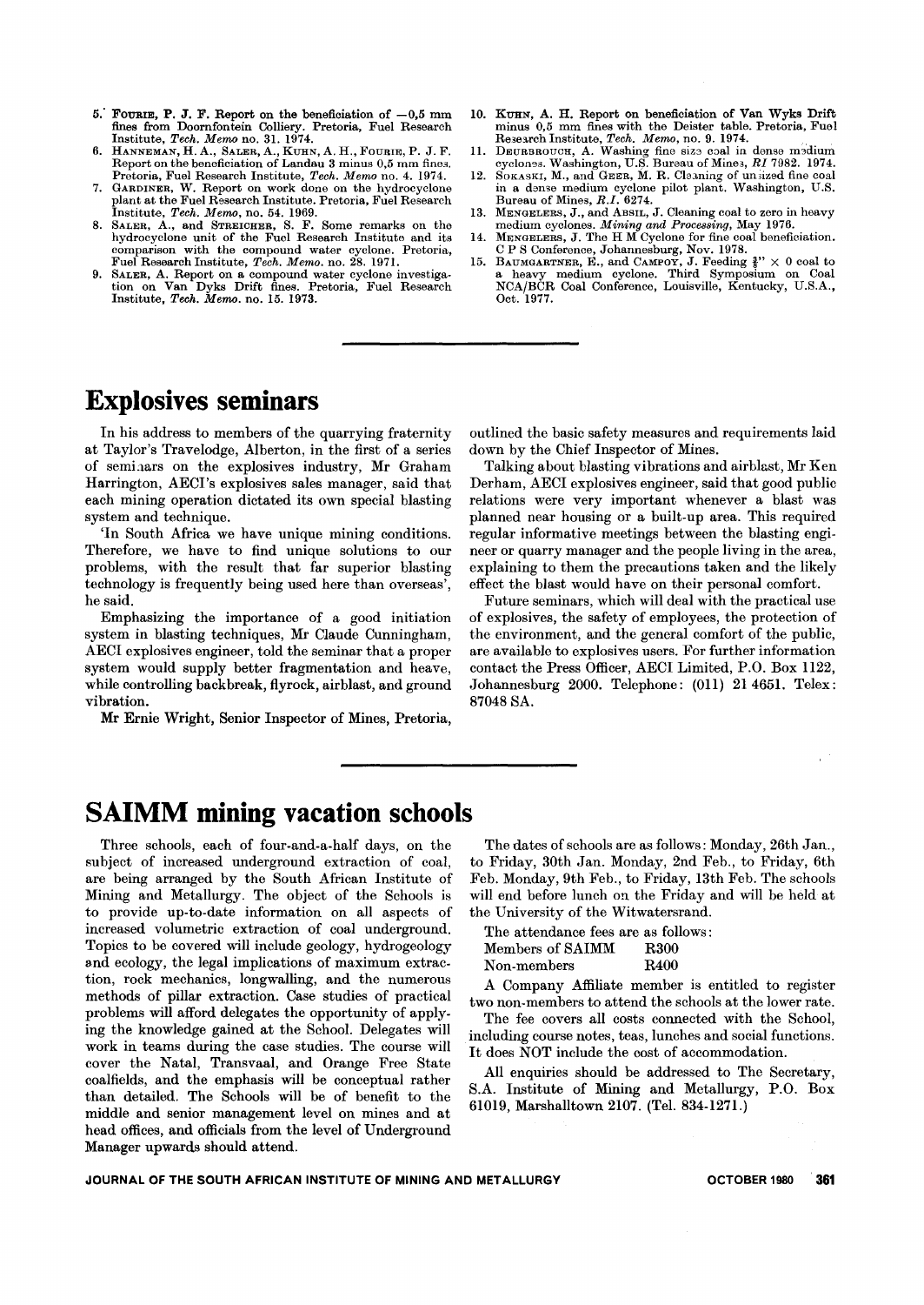5. FOURIE, P. J. F. Report on the beneficiation of −0,5 mm fines from Doornfontein Colliery. Pretoria, Fuel Research Institute, *Tech. Memo* no. 31. 1974.
6. HANNEMAN, H. A., SALER, A., KUHN, A. H., FOURIE, P. J. F. Report on the beneficiation of Landau 3 minus 0,5 mm fines. Pretoria, Fuel Research Institute, *Tech. Memo* no. 4. 1974.
7. GARDINER, W. Report on work done on the hydrocyclone plant at the Fuel Research Institute. Pretoria, Fuel Research Institute, *Tech. Memo*, no. 54. 1969.
8. SALER, A., and STREICHER, S. F. Some remarks on the hydrocyclone unit of the Fuel Research Institute and its comparison with the compound water cyclone. Pretoria, Fuel Research Institute, *Tech. Memo.* no. 28. 1971.
9. SALER, A. Report on a compound water cyclone investigation on Van Dyks Drift fines. Pretoria, Fuel Research Institute, *Tech. Memo.* no. 15. 1973.
10. KUHN, A. H. Report on beneficiation of Van Wyks Drift minus 0,5 mm fines with the Deister table. Pretoria, Fuel Research Institute, *Tech. Memo*, no. 9. 1974.
11. DEURBROUGH, A. Washing fine size coal in dense medium cyclones. Washington, U.S. Bureau of Mines, *RI* 7982. 1974.
12. SOKASKI, M., and GEER, M. R. Cleaning of unsized fine coal in a dense medium cyclone pilot plant. Washington, U.S. Bureau of Mines, *R.I.* 6274.
13. MENGELERS, J., and ABSIL, J. Cleaning coal to zero in heavy medium cyclones. *Mining and Processing*, May 1976.
14. MENGELERS, J. The H M Cyclone for fine coal beneficiation. C P S Conference, Johannesburg, Nov. 1978.
15. BAUMGARTNER, E., and CAMPOY, J. Feeding ⅜" × 0 coal to a heavy medium cyclone. Third Symposium on Coal NCA/BCR Coal Conference, Louisville, Kentucky, U.S.A., Oct. 1977.

# Explosives seminars

In his address to members of the quarrying fraternity at Taylor's Travelodge, Alberton, in the first of a series of seminars on the explosives industry, Mr Graham Harrington, AECI's explosives sales manager, said that each mining operation dictated its own special blasting system and technique.

'In South Africa we have unique mining conditions. Therefore, we have to find unique solutions to our problems, with the result that far superior blasting technology is frequently being used here than overseas', he said.

Emphasizing the importance of a good initiation system in blasting techniques, Mr Claude Cunningham, AECI explosives engineer, told the seminar that a proper system would supply better fragmentation and heave, while controlling backbreak, flyrock, airblast, and ground vibration.

Mr Ernie Wright, Senior Inspector of Mines, Pretoria, outlined the basic safety measures and requirements laid down by the Chief Inspector of Mines.

Talking about blasting vibrations and airblast, Mr Ken Derham, AECI explosives engineer, said that good public relations were very important whenever a blast was planned near housing or a built-up area. This required regular informative meetings between the blasting engineer or quarry manager and the people living in the area, explaining to them the precautions taken and the likely effect the blast would have on their personal comfort.

Future seminars, which will deal with the practical use of explosives, the safety of employees, the protection of the environment, and the general comfort of the public, are available to explosives users. For further information contact the Press Officer, AECI Limited, P.O. Box 1122, Johannesburg 2000. Telephone: (011) 21 4651. Telex: 87048 SA.

# SAIMM mining vacation schools

Three schools, each of four-and-a-half days, on the subject of increased underground extraction of coal, are being arranged by the South African Institute of Mining and Metallurgy. The object of the Schools is to provide up-to-date information on all aspects of increased volumetric extraction of coal underground. Topics to be covered will include geology, hydrogeology and ecology, the legal implications of maximum extraction, rock mechanics, longwalling, and the numerous methods of pillar extraction. Case studies of practical problems will afford delegates the opportunity of applying the knowledge gained at the School. Delegates will work in teams during the case studies. The course will cover the Natal, Transvaal, and Orange Free State coalfields, and the emphasis will be conceptual rather than detailed. The Schools will be of benefit to the middle and senior management level on mines and at head offices, and officials from the level of Underground Manager upwards should attend.

The dates of schools are as follows: Monday, 26th Jan., to Friday, 30th Jan. Monday, 2nd Feb., to Friday, 6th Feb. Monday, 9th Feb., to Friday, 13th Feb. The schools will end before lunch on the Friday and will be held at the University of the Witwatersrand.

The attendance fees are as follows:

| | |
|---|---|
| Members of SAIMM | R300 |
| Non-members | R400 |

A Company Affiliate member is entitled to register two non-members to attend the schools at the lower rate.

The fee covers all costs connected with the School, including course notes, teas, lunches and social functions. It does NOT include the cost of accommodation.

All enquiries should be addressed to The Secretary, S.A. Institute of Mining and Metallurgy, P.O. Box 61019, Marshalltown 2107. (Tel. 834-1271.)